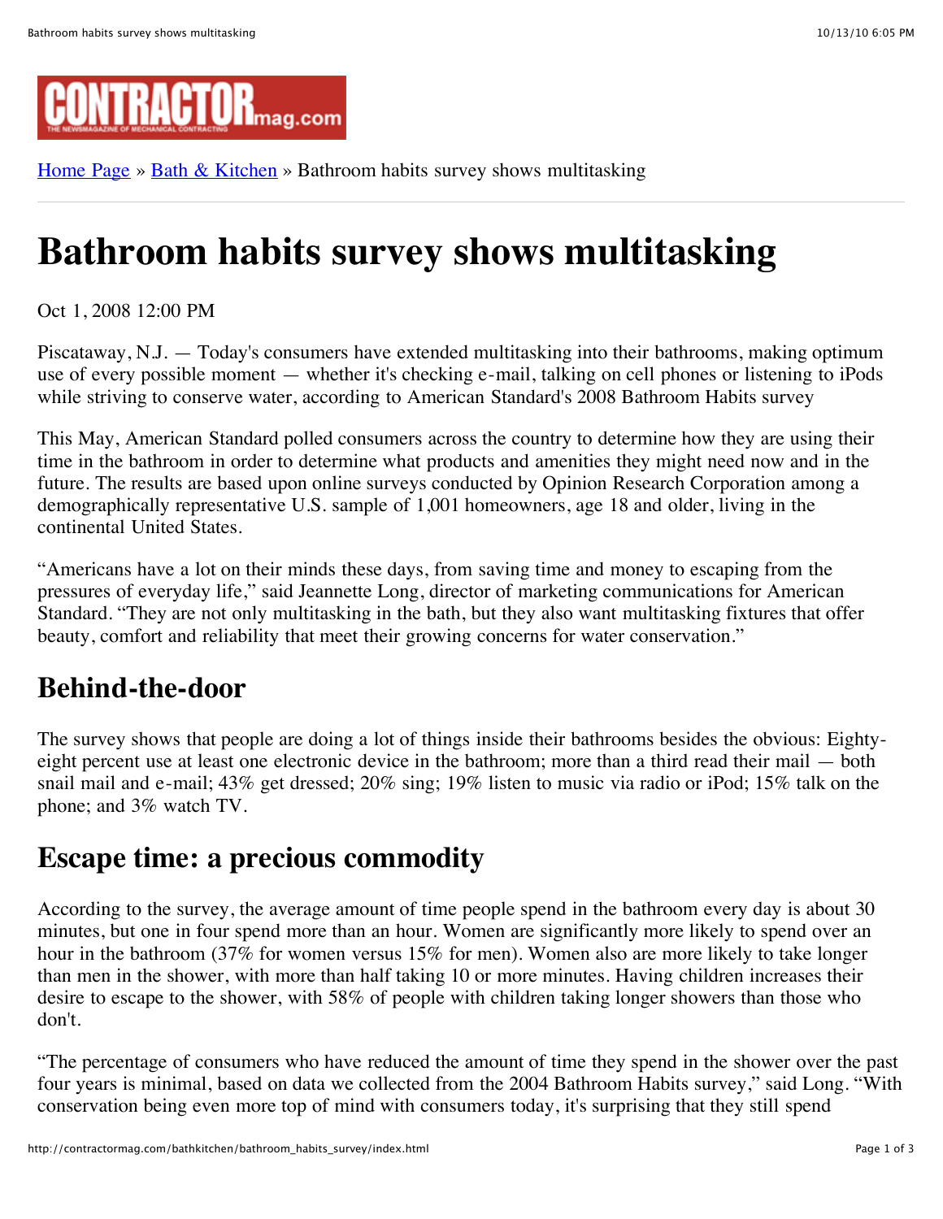CONTRACTORmag.com

Home Page » Bath & Kitchen » Bathroom habits survey shows multitasking

# Bathroom habits survey shows multitasking

Oct 1, 2008 12:00 PM

Piscataway, N.J. — Today's consumers have extended multitasking into their bathrooms, making optimum use of every possible moment — whether it's checking e-mail, talking on cell phones or listening to iPods while striving to conserve water, according to American Standard's 2008 Bathroom Habits survey

This May, American Standard polled consumers across the country to determine how they are using their time in the bathroom in order to determine what products and amenities they might need now and in the future. The results are based upon online surveys conducted by Opinion Research Corporation among a demographically representative U.S. sample of 1,001 homeowners, age 18 and older, living in the continental United States.

"Americans have a lot on their minds these days, from saving time and money to escaping from the pressures of everyday life," said Jeannette Long, director of marketing communications for American Standard. "They are not only multitasking in the bath, but they also want multitasking fixtures that offer beauty, comfort and reliability that meet their growing concerns for water conservation."

## Behind-the-door

The survey shows that people are doing a lot of things inside their bathrooms besides the obvious: Eighty-eight percent use at least one electronic device in the bathroom; more than a third read their mail — both snail mail and e-mail; 43% get dressed; 20% sing; 19% listen to music via radio or iPod; 15% talk on the phone; and 3% watch TV.

## Escape time: a precious commodity

According to the survey, the average amount of time people spend in the bathroom every day is about 30 minutes, but one in four spend more than an hour. Women are significantly more likely to spend over an hour in the bathroom (37% for women versus 15% for men). Women also are more likely to take longer than men in the shower, with more than half taking 10 or more minutes. Having children increases their desire to escape to the shower, with 58% of people with children taking longer showers than those who don't.

"The percentage of consumers who have reduced the amount of time they spend in the shower over the past four years is minimal, based on data we collected from the 2004 Bathroom Habits survey," said Long. "With conservation being even more top of mind with consumers today, it's surprising that they still spend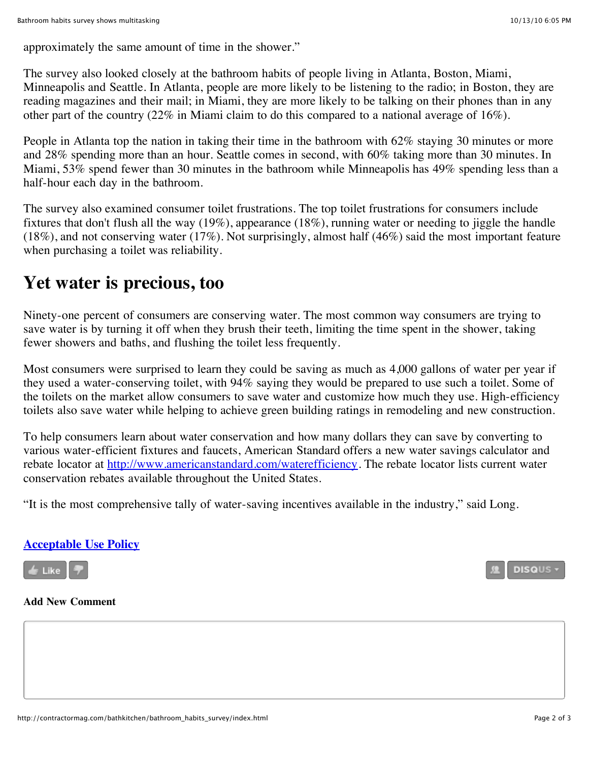approximately the same amount of time in the shower."

The survey also looked closely at the bathroom habits of people living in Atlanta, Boston, Miami, Minneapolis and Seattle. In Atlanta, people are more likely to be listening to the radio; in Boston, they are reading magazines and their mail; in Miami, they are more likely to be talking on their phones than in any other part of the country (22% in Miami claim to do this compared to a national average of 16%).

People in Atlanta top the nation in taking their time in the bathroom with 62% staying 30 minutes or more and 28% spending more than an hour. Seattle comes in second, with 60% taking more than 30 minutes. In Miami, 53% spend fewer than 30 minutes in the bathroom while Minneapolis has 49% spending less than a half-hour each day in the bathroom.

The survey also examined consumer toilet frustrations. The top toilet frustrations for consumers include fixtures that don't flush all the way (19%), appearance (18%), running water or needing to jiggle the handle (18%), and not conserving water (17%). Not surprisingly, almost half (46%) said the most important feature when purchasing a toilet was reliability.

## Yet water is precious, too

Ninety-one percent of consumers are conserving water. The most common way consumers are trying to save water is by turning it off when they brush their teeth, limiting the time spent in the shower, taking fewer showers and baths, and flushing the toilet less frequently.

Most consumers were surprised to learn they could be saving as much as 4,000 gallons of water per year if they used a water-conserving toilet, with 94% saying they would be prepared to use such a toilet. Some of the toilets on the market allow consumers to save water and customize how much they use. High-efficiency toilets also save water while helping to achieve green building ratings in remodeling and new construction.

To help consumers learn about water conservation and how many dollars they can save by converting to various water-efficient fixtures and faucets, American Standard offers a new water savings calculator and rebate locator at [http://www.americanstandard.com/waterefficiency](http://www.americanstandard.com/waterefficiency). The rebate locator lists current water conservation rebates available throughout the United States.

"It is the most comprehensive tally of water-saving incentives available in the industry," said Long.

**[Acceptable Use Policy]()**

Like

DISQUS

**Add New Comment**